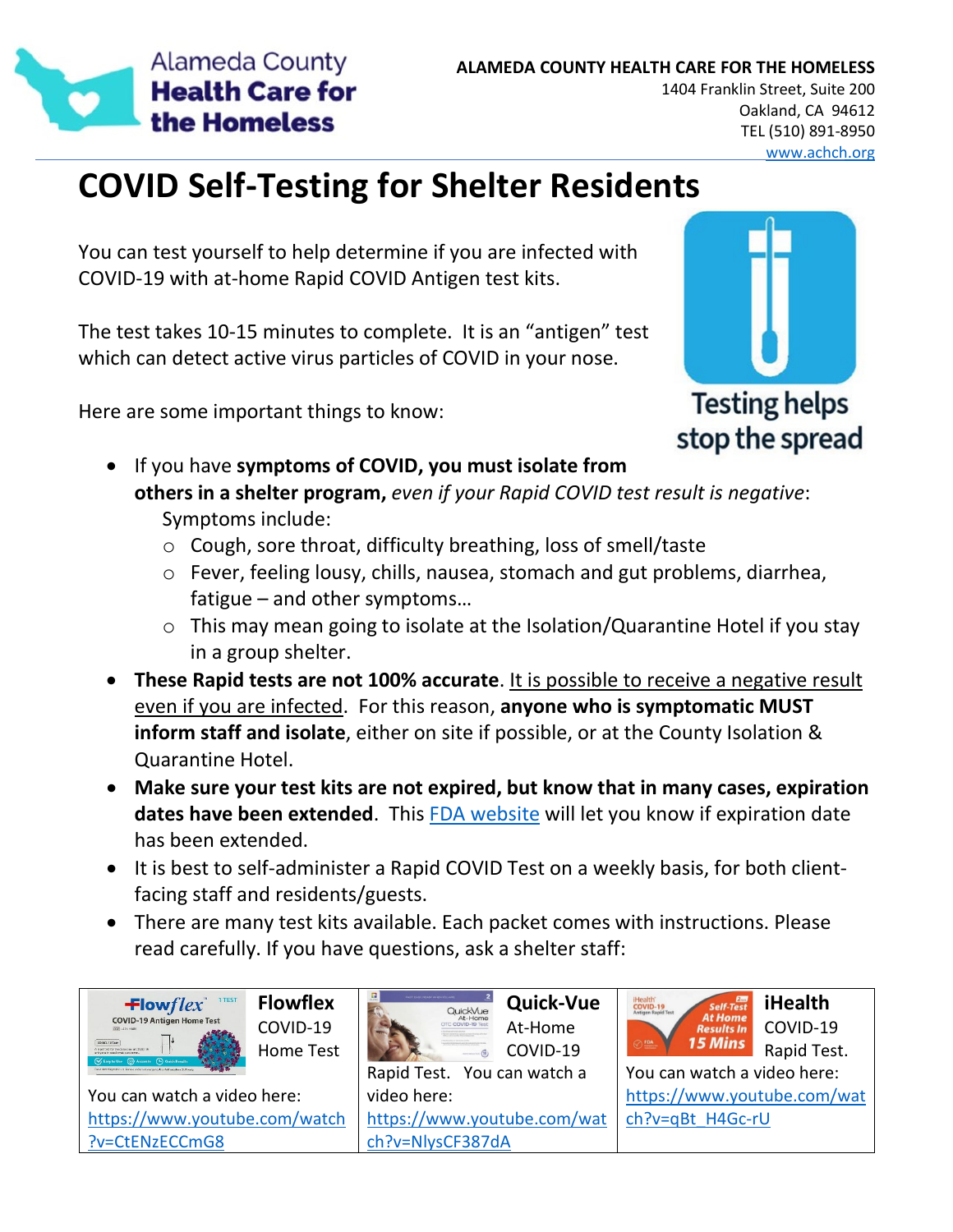Alameda County **Health Care for the Homeless**

**ALAMEDA COUNTY HEALTH CARE FOR THE HOMELESS**
1404 Franklin Street, Suite 200
Oakland, CA 94612
TEL (510) 891-8950
www.achch.org

# COVID Self-Testing for Shelter Residents

You can test yourself to help determine if you are infected with COVID-19 with at-home Rapid COVID Antigen test kits.

The test takes 10-15 minutes to complete. It is an "antigen" test which can detect active virus particles of COVID in your nose.

Testing helps stop the spread

Here are some important things to know:

- If you have **symptoms of COVID, you must isolate from others in a shelter program,** *even if your Rapid COVID test result is negative*:
  Symptoms include:
  - Cough, sore throat, difficulty breathing, loss of smell/taste
  - Fever, feeling lousy, chills, nausea, stomach and gut problems, diarrhea, fatigue – and other symptoms…
  - This may mean going to isolate at the Isolation/Quarantine Hotel if you stay in a group shelter.
- **These Rapid tests are not 100% accurate**. It is possible to receive a negative result even if you are infected. For this reason, **anyone who is symptomatic MUST inform staff and isolate**, either on site if possible, or at the County Isolation & Quarantine Hotel.
- **Make sure your test kits are not expired, but know that in many cases, expiration dates have been extended**. This FDA website will let you know if expiration date has been extended.
- It is best to self-administer a Rapid COVID Test on a weekly basis, for both client-facing staff and residents/guests.
- There are many test kits available. Each packet comes with instructions. Please read carefully. If you have questions, ask a shelter staff:

| **Flowflex** COVID-19 Home Test | **Quick-Vue** At-Home COVID-19 Rapid Test. | **iHealth** COVID-19 Rapid Test. |
|---|---|---|
| You can watch a video here: https://www.youtube.com/watch?v=CtENzECCmG8 | You can watch a video here: https://www.youtube.com/watch?v=NlysCF387dA | You can watch a video here: https://www.youtube.com/watch?v=qBt_H4Gc-rU |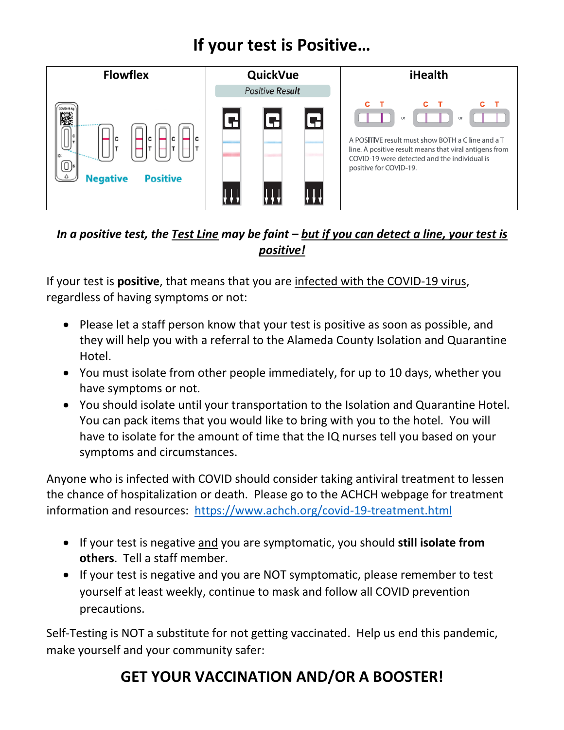# If your test is Positive…

| Flowflex | QuickVue | iHealth |
|---|---|---|
| C T C T C T C T<br>Negative Positive | Positive Result | C T or C T or C T<br>A POSITIVE result must show BOTH a C line and a T line. A positive result means that viral antigens from COVID-19 were detected and the individual is positive for COVID-19. |

***In a positive test, the Test Line may be faint – but if you can detect a line, your test is positive!***

If your test is **positive**, that means that you are infected with the COVID-19 virus, regardless of having symptoms or not:

- Please let a staff person know that your test is positive as soon as possible, and they will help you with a referral to the Alameda County Isolation and Quarantine Hotel.
- You must isolate from other people immediately, for up to 10 days, whether you have symptoms or not.
- You should isolate until your transportation to the Isolation and Quarantine Hotel. You can pack items that you would like to bring with you to the hotel. You will have to isolate for the amount of time that the IQ nurses tell you based on your symptoms and circumstances.

Anyone who is infected with COVID should consider taking antiviral treatment to lessen the chance of hospitalization or death. Please go to the ACHCH webpage for treatment information and resources: https://www.achch.org/covid-19-treatment.html

- If your test is negative and you are symptomatic, you should **still isolate from others**. Tell a staff member.
- If your test is negative and you are NOT symptomatic, please remember to test yourself at least weekly, continue to mask and follow all COVID prevention precautions.

Self-Testing is NOT a substitute for not getting vaccinated. Help us end this pandemic, make yourself and your community safer:

## GET YOUR VACCINATION AND/OR A BOOSTER!